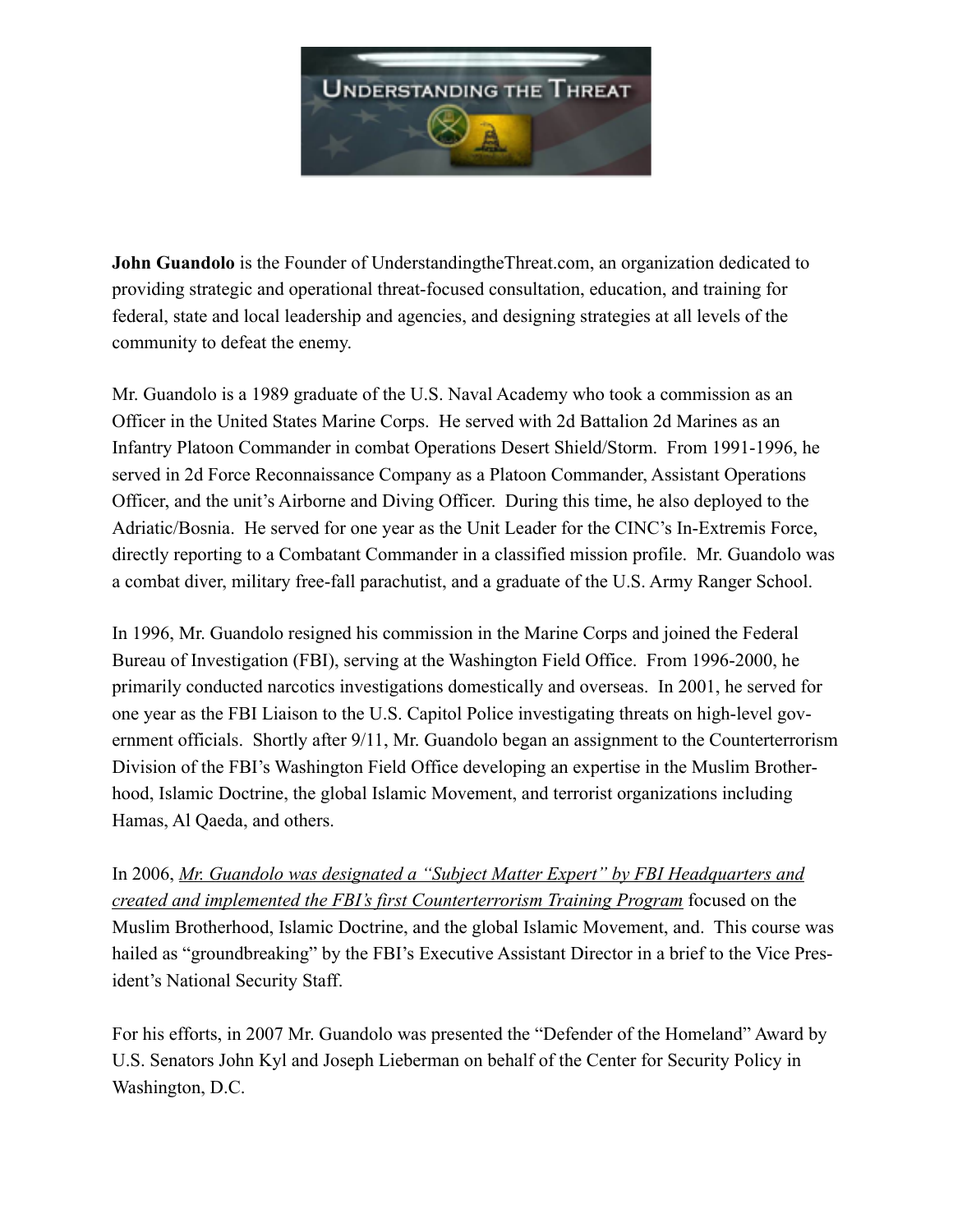**John Guandolo** is the Founder of UnderstandingtheThreat.com, an organization dedicated to providing strategic and operational threat-focused consultation, education, and training for federal, state and local leadership and agencies, and designing strategies at all levels of the community to defeat the enemy.

Mr. Guandolo is a 1989 graduate of the U.S. Naval Academy who took a commission as an Officer in the United States Marine Corps. He served with 2d Battalion 2d Marines as an Infantry Platoon Commander in combat Operations Desert Shield/Storm. From 1991-1996, he served in 2d Force Reconnaissance Company as a Platoon Commander, Assistant Operations Officer, and the unit's Airborne and Diving Officer. During this time, he also deployed to the Adriatic/Bosnia. He served for one year as the Unit Leader for the CINC's In-Extremis Force, directly reporting to a Combatant Commander in a classified mission profile. Mr. Guandolo was a combat diver, military free-fall parachutist, and a graduate of the U.S. Army Ranger School.

In 1996, Mr. Guandolo resigned his commission in the Marine Corps and joined the Federal Bureau of Investigation (FBI), serving at the Washington Field Office. From 1996-2000, he primarily conducted narcotics investigations domestically and overseas. In 2001, he served for one year as the FBI Liaison to the U.S. Capitol Police investigating threats on high-level government officials. Shortly after 9/11, Mr. Guandolo began an assignment to the Counterterrorism Division of the FBI's Washington Field Office developing an expertise in the Muslim Brotherhood, Islamic Doctrine, the global Islamic Movement, and terrorist organizations including Hamas, Al Qaeda, and others.

In 2006, *Mr. Guandolo was designated a "Subject Matter Expert" by FBI Headquarters and created and implemented the FBI's first Counterterrorism Training Program* focused on the Muslim Brotherhood, Islamic Doctrine, and the global Islamic Movement, and. This course was hailed as "groundbreaking" by the FBI's Executive Assistant Director in a brief to the Vice President's National Security Staff.

For his efforts, in 2007 Mr. Guandolo was presented the "Defender of the Homeland" Award by U.S. Senators John Kyl and Joseph Lieberman on behalf of the Center for Security Policy in Washington, D.C.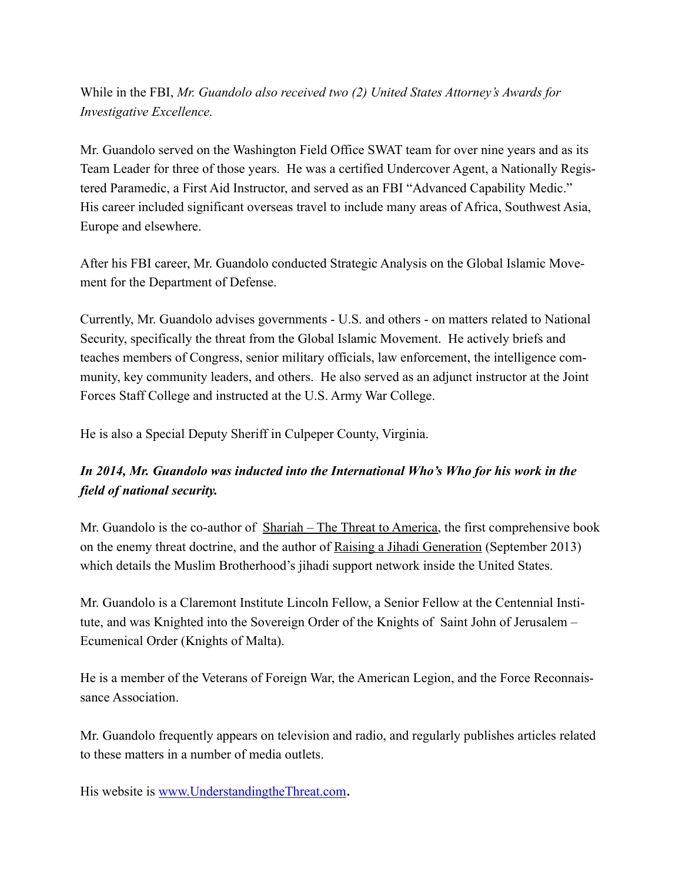While in the FBI, *Mr. Guandolo also received two (2) United States Attorney's Awards for Investigative Excellence.*

Mr. Guandolo served on the Washington Field Office SWAT team for over nine years and as its Team Leader for three of those years. He was a certified Undercover Agent, a Nationally Registered Paramedic, a First Aid Instructor, and served as an FBI "Advanced Capability Medic." His career included significant overseas travel to include many areas of Africa, Southwest Asia, Europe and elsewhere.

After his FBI career, Mr. Guandolo conducted Strategic Analysis on the Global Islamic Movement for the Department of Defense.

Currently, Mr. Guandolo advises governments - U.S. and others - on matters related to National Security, specifically the threat from the Global Islamic Movement. He actively briefs and teaches members of Congress, senior military officials, law enforcement, the intelligence community, key community leaders, and others. He also served as an adjunct instructor at the Joint Forces Staff College and instructed at the U.S. Army War College.

He is also a Special Deputy Sheriff in Culpeper County, Virginia.

***In 2014, Mr. Guandolo was inducted into the International Who's Who for his work in the field of national security.***

Mr. Guandolo is the co-author of Shariah – The Threat to America, the first comprehensive book on the enemy threat doctrine, and the author of Raising a Jihadi Generation (September 2013) which details the Muslim Brotherhood's jihadi support network inside the United States.

Mr. Guandolo is a Claremont Institute Lincoln Fellow, a Senior Fellow at the Centennial Institute, and was Knighted into the Sovereign Order of the Knights of Saint John of Jerusalem – Ecumenical Order (Knights of Malta).

He is a member of the Veterans of Foreign War, the American Legion, and the Force Reconnaissance Association.

Mr. Guandolo frequently appears on television and radio, and regularly publishes articles related to these matters in a number of media outlets.

His website is www.UnderstandingtheThreat.com.